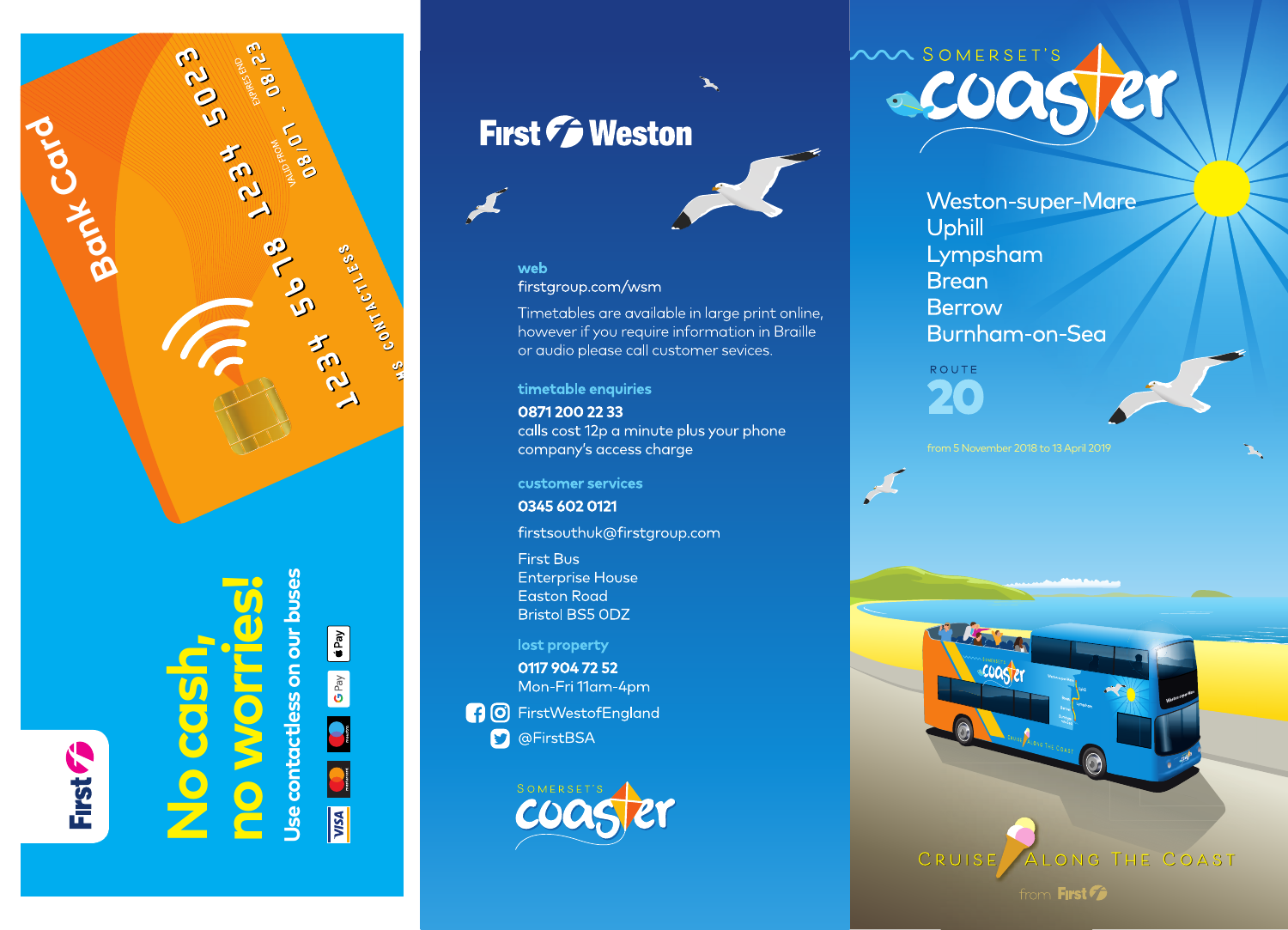# No cash, no worries!

Use contactless on our buses

First

---

# First Weston

**web**
firstgroup.com/wsm

Timetables are available in large print online, however if you require information in Braille or audio please call customer sevices.

**timetable enquiries**
**0871 200 22 33**
calls cost 12p a minute plus your phone company's access charge

**customer services**
**0345 602 0121**

firstsouthuk@firstgroup.com

First Bus
Enterprise House
Easton Road
Bristol BS5 0DZ

**lost property**
**0117 904 72 52**
Mon-Fri 11am-4pm

FirstWestofEngland
@FirstBSA

Somerset's coaster

---

# Somerset's coaster

Weston-super-Mare
Uphill
Lympsham
Brean
Berrow
Burnham-on-Sea

ROUTE
**20**

from 5 November 2018 to 13 April 2019

Cruise Along The Coast

from First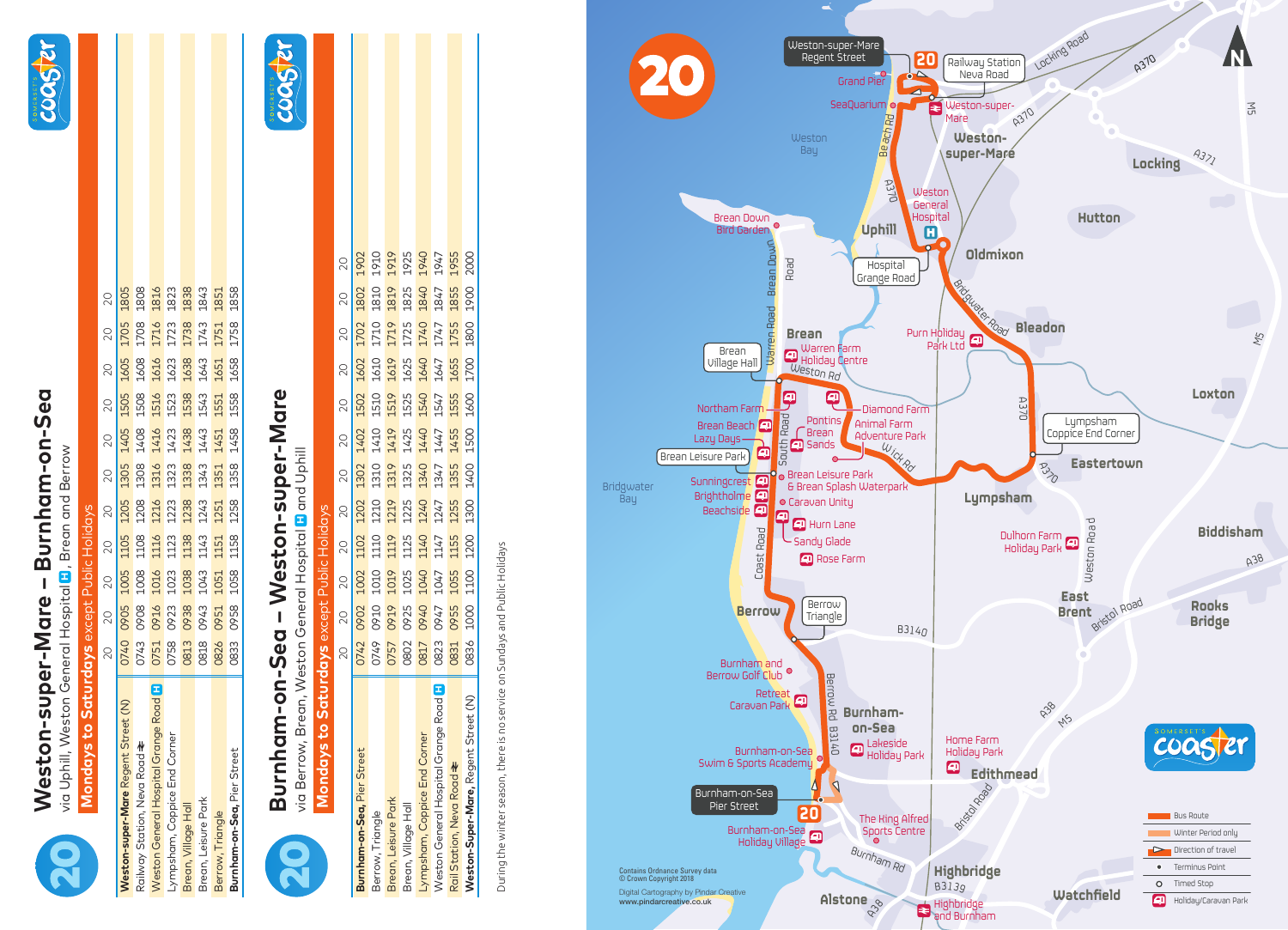# 20 Weston-super-Mare – Burnham-on-Sea

via Uphill, Weston General Hospital H, Brean and Berrow

## Mondays to Saturdays except Public Holidays

| | 20 | 20 | 20 | 20 | 20 | 20 | 20 | 20 | 20 | 20 | 20 |
|---|---|---|---|---|---|---|---|---|---|---|---|
| **Weston-super-Mare** Regent Street (N) | 0740 | 0905 | 1005 | 1105 | 1205 | 1305 | 1405 | 1505 | 1605 | 1705 | 1805 |
| Railway Station, Neva Road ≷ | 0743 | 0908 | 1008 | 1108 | 1208 | 1308 | 1408 | 1508 | 1608 | 1708 | 1808 |
| Weston General Hospital Grange Road H | 0751 | 0916 | 1016 | 1116 | 1216 | 1316 | 1416 | 1516 | 1616 | 1716 | 1816 |
| Lympsham, Coppice End Corner | 0758 | 0923 | 1023 | 1123 | 1223 | 1323 | 1423 | 1523 | 1623 | 1723 | 1823 |
| Brean, Village Hall | 0813 | 0938 | 1038 | 1138 | 1238 | 1338 | 1438 | 1538 | 1638 | 1738 | 1838 |
| Brean, Leisure Park | 0818 | 0943 | 1043 | 1143 | 1243 | 1343 | 1443 | 1543 | 1643 | 1743 | 1843 |
| Berrow, Triangle | 0826 | 0951 | 1051 | 1151 | 1251 | 1351 | 1451 | 1551 | 1651 | 1751 | 1851 |
| **Burnham-on-Sea,** Pier Street | 0833 | 0958 | 1058 | 1158 | 1258 | 1358 | 1458 | 1558 | 1658 | 1758 | 1858 |

# 20 Burnham-on-Sea – Weston-super-Mare

via Berrow, Brean, Weston General Hospital H and Uphill

## Mondays to Saturdays except Public Holidays

| | 20 | 20 | 20 | 20 | 20 | 20 | 20 | 20 | 20 | 20 | 20 | 20 |
|---|---|---|---|---|---|---|---|---|---|---|---|---|
| **Burnham-on-Sea,** Pier Street | 0742 | 0902 | 1002 | 1102 | 1202 | 1302 | 1402 | 1502 | 1602 | 1702 | 1802 | 1902 |
| Berrow, Triangle | 0749 | 0910 | 1010 | 1110 | 1210 | 1310 | 1410 | 1510 | 1610 | 1710 | 1810 | 1910 |
| Brean, Leisure Park | 0757 | 0919 | 1019 | 1119 | 1219 | 1319 | 1419 | 1519 | 1619 | 1719 | 1819 | 1919 |
| Brean, Village Hall | 0802 | 0925 | 1025 | 1125 | 1225 | 1325 | 1425 | 1525 | 1625 | 1725 | 1825 | 1925 |
| Lympsham, Coppice End Corner | 0817 | 0940 | 1040 | 1140 | 1240 | 1340 | 1440 | 1540 | 1640 | 1740 | 1840 | 1940 |
| Weston General Hospital Grange Road H | 0823 | 0947 | 1047 | 1147 | 1247 | 1347 | 1447 | 1547 | 1647 | 1747 | 1847 | 1947 |
| Rail Station, Neva Road ≷ | 0831 | 0955 | 1055 | 1155 | 1255 | 1355 | 1455 | 1555 | 1655 | 1755 | 1855 | 1955 |
| **Weston-Super-Mare,** Regent Street (N) | 0836 | 1000 | 1100 | 1200 | 1300 | 1400 | 1500 | 1600 | 1700 | 1800 | 1900 | 2000 |

During the winter season, there is no service on Sundays and Public Holidays

20

Weston-super-Mare Regent Street
Railway Station Neva Road
Grand Pier
SeaQuarium
Weston-super-Mare
Weston Bay
Weston General Hospital
Uphill
Hospital Grange Road
Oldmixon
Locking Road
Locking
Hutton
Bleadon
Loxton
Brean Down Bird Garden
Brean Down Road
Brean Village Hall
Warren Road
Brean
Warren Farm Holiday Centre
Weston Rd
Purn Holiday Park Ltd
Bridgwater Road
Northam Farm
Brean Beach
Lazy Days
Pontins
Brean Sands
Diamond Farm
Animal Farm Adventure Park
Wick Rd
South Road
Brean Leisure Park
Lympsham Coppice End Corner
Eastertown
Lympsham
Sunningcrest
Brightholme
Beachside
Brean Leisure Park & Brean Splash Waterpark
Caravan Unity
Hurn Lane
Sandy Glade
Rose Farm
Bridgwater Bay
Dulhorn Farm Holiday Park
Weston Road
East Brent
Biddisham
Rooks Bridge
Bristol Road
Coast Road
Berrow
Berrow Triangle
B3140
Burnham and Berrow Golf Club
Retreat Caravan Park
Berrow Rd B3140
Burnham-on-Sea
Lakeside Holiday Park
Home Farm Holiday Park
Edithmead
Burnham-on-Sea Swim & Sports Academy
Burnham-on-Sea Pier Street
Burnham-on-Sea Holiday Village
The King Alfred Sports Centre
Burnham Rd
Highbridge
B3139
Highbridge and Burnham
Alstone
Watchfield
A370
A371
A38
M5

Contains Ordnance Survey data © Crown Copyright 2018

Digital Cartography by Pindar Creative www.pindarcreative.co.uk

Bus Route
Winter Period only
Direction of travel
Terminus Point
Timed Stop
Holiday/Caravan Park